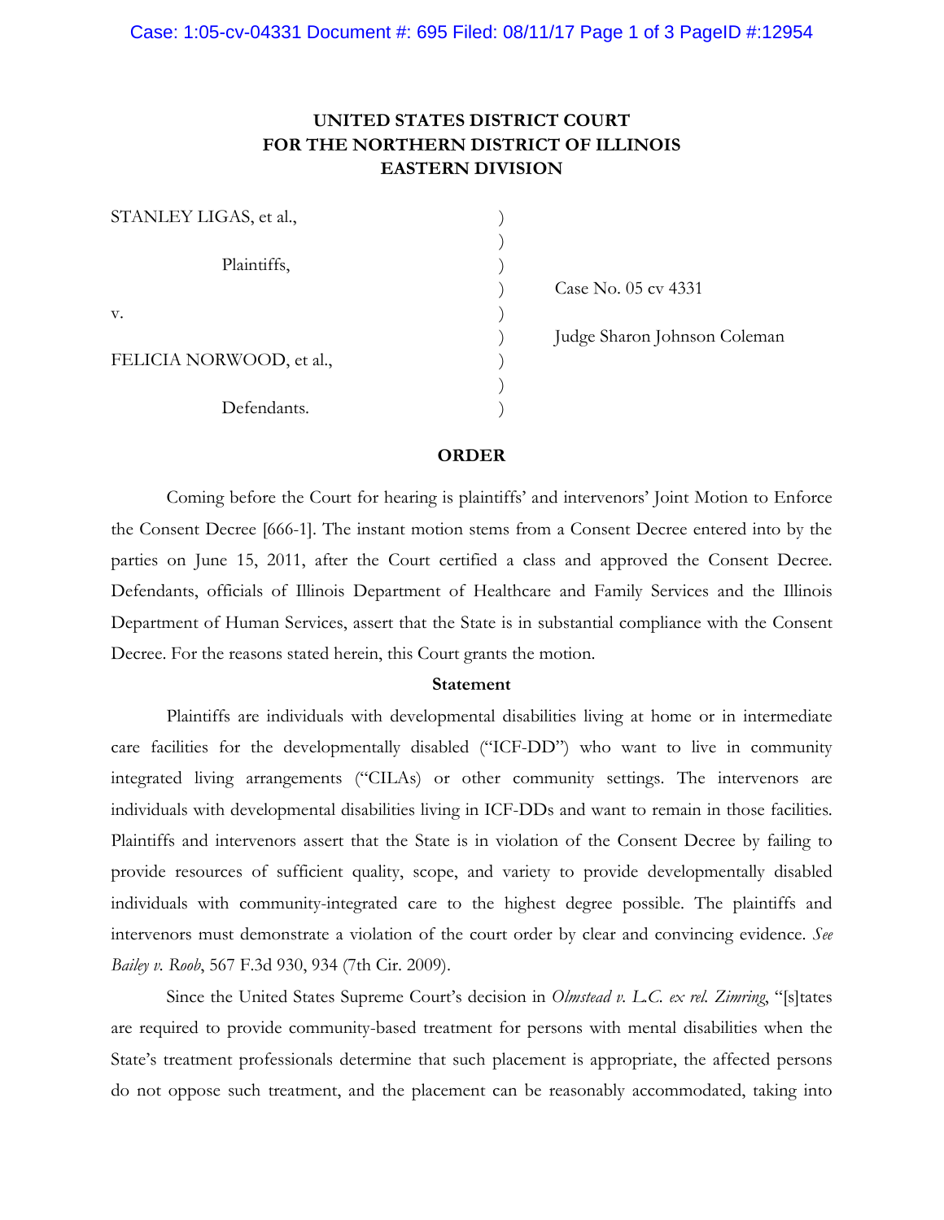**UNITED STATES DISTRICT COURT**
**FOR THE NORTHERN DISTRICT OF ILLINOIS**
**EASTERN DIVISION**

| | | |
|---|---|---|
| STANLEY LIGAS, et al., | ) | |
| | ) | |
| Plaintiffs, | ) | |
| | ) | Case No. 05 cv 4331 |
| v. | ) | |
| | ) | Judge Sharon Johnson Coleman |
| FELICIA NORWOOD, et al., | ) | |
| | ) | |
| Defendants. | ) | |

**ORDER**

Coming before the Court for hearing is plaintiffs' and intervenors' Joint Motion to Enforce the Consent Decree [666-1]. The instant motion stems from a Consent Decree entered into by the parties on June 15, 2011, after the Court certified a class and approved the Consent Decree. Defendants, officials of Illinois Department of Healthcare and Family Services and the Illinois Department of Human Services, assert that the State is in substantial compliance with the Consent Decree. For the reasons stated herein, this Court grants the motion.

**Statement**

Plaintiffs are individuals with developmental disabilities living at home or in intermediate care facilities for the developmentally disabled ("ICF-DD") who want to live in community integrated living arrangements ("CILAs) or other community settings. The intervenors are individuals with developmental disabilities living in ICF-DDs and want to remain in those facilities. Plaintiffs and intervenors assert that the State is in violation of the Consent Decree by failing to provide resources of sufficient quality, scope, and variety to provide developmentally disabled individuals with community-integrated care to the highest degree possible. The plaintiffs and intervenors must demonstrate a violation of the court order by clear and convincing evidence. *See Bailey v. Roob*, 567 F.3d 930, 934 (7th Cir. 2009).

Since the United States Supreme Court's decision in *Olmstead v. L.C. ex rel. Zimring*, "[s]tates are required to provide community-based treatment for persons with mental disabilities when the State's treatment professionals determine that such placement is appropriate, the affected persons do not oppose such treatment, and the placement can be reasonably accommodated, taking into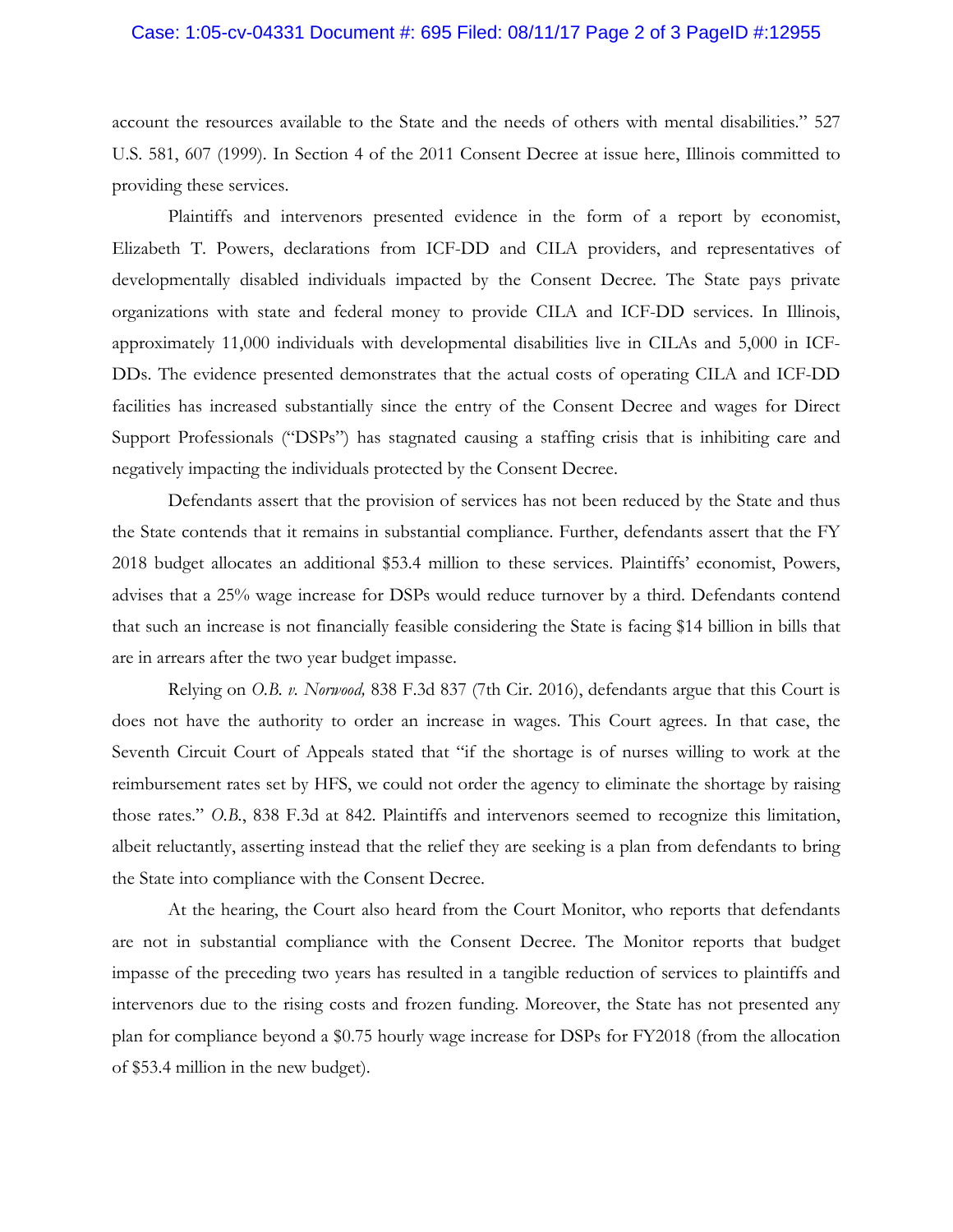account the resources available to the State and the needs of others with mental disabilities." 527 U.S. 581, 607 (1999). In Section 4 of the 2011 Consent Decree at issue here, Illinois committed to providing these services.

Plaintiffs and intervenors presented evidence in the form of a report by economist, Elizabeth T. Powers, declarations from ICF-DD and CILA providers, and representatives of developmentally disabled individuals impacted by the Consent Decree. The State pays private organizations with state and federal money to provide CILA and ICF-DD services. In Illinois, approximately 11,000 individuals with developmental disabilities live in CILAs and 5,000 in ICF-DDs. The evidence presented demonstrates that the actual costs of operating CILA and ICF-DD facilities has increased substantially since the entry of the Consent Decree and wages for Direct Support Professionals ("DSPs") has stagnated causing a staffing crisis that is inhibiting care and negatively impacting the individuals protected by the Consent Decree.

Defendants assert that the provision of services has not been reduced by the State and thus the State contends that it remains in substantial compliance. Further, defendants assert that the FY 2018 budget allocates an additional $53.4 million to these services. Plaintiffs' economist, Powers, advises that a 25% wage increase for DSPs would reduce turnover by a third. Defendants contend that such an increase is not financially feasible considering the State is facing $14 billion in bills that are in arrears after the two year budget impasse.

Relying on *O.B. v. Norwood,* 838 F.3d 837 (7th Cir. 2016), defendants argue that this Court is does not have the authority to order an increase in wages. This Court agrees. In that case, the Seventh Circuit Court of Appeals stated that "if the shortage is of nurses willing to work at the reimbursement rates set by HFS, we could not order the agency to eliminate the shortage by raising those rates." *O.B.*, 838 F.3d at 842. Plaintiffs and intervenors seemed to recognize this limitation, albeit reluctantly, asserting instead that the relief they are seeking is a plan from defendants to bring the State into compliance with the Consent Decree.

At the hearing, the Court also heard from the Court Monitor, who reports that defendants are not in substantial compliance with the Consent Decree. The Monitor reports that budget impasse of the preceding two years has resulted in a tangible reduction of services to plaintiffs and intervenors due to the rising costs and frozen funding. Moreover, the State has not presented any plan for compliance beyond a $0.75 hourly wage increase for DSPs for FY2018 (from the allocation of $53.4 million in the new budget).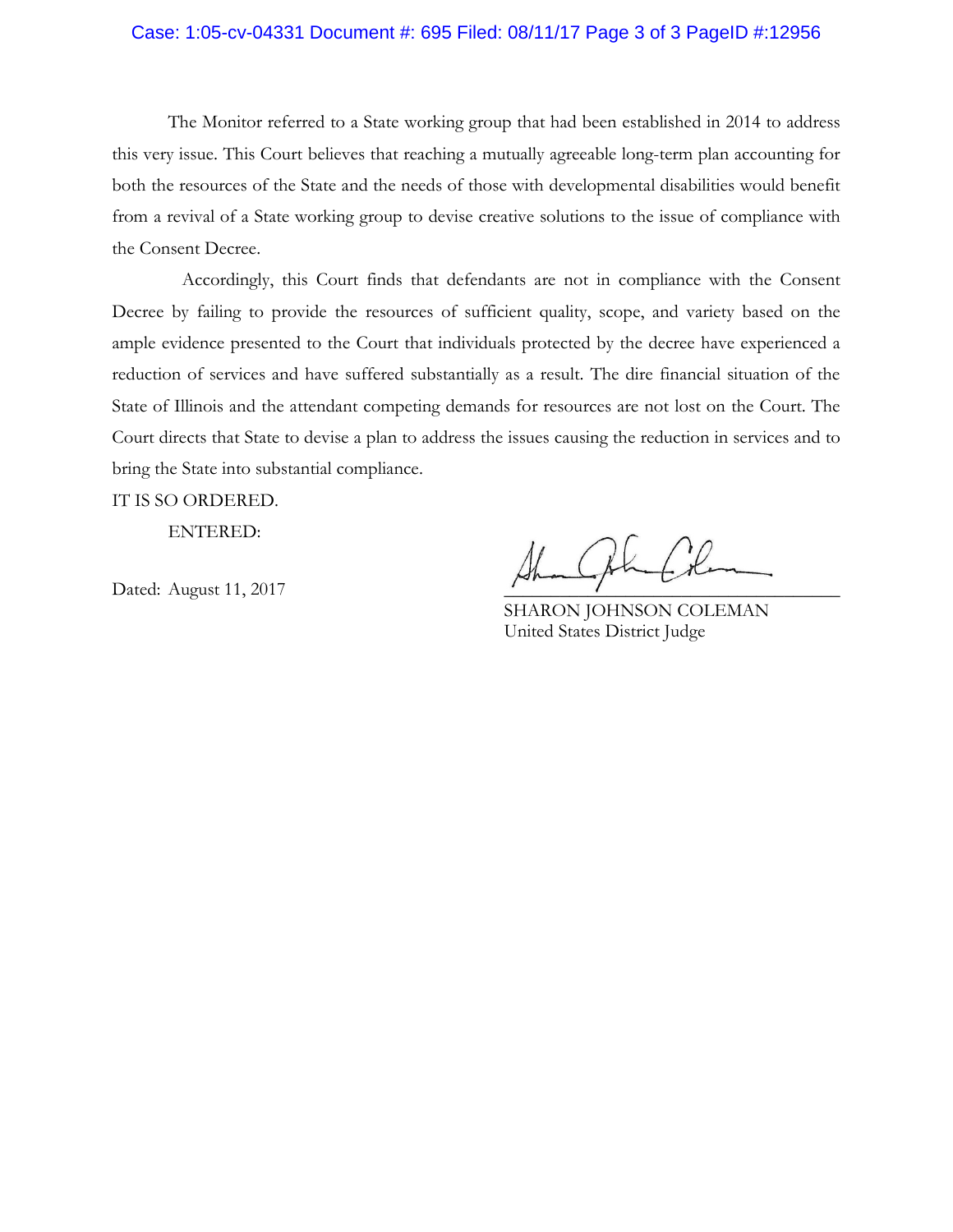The Monitor referred to a State working group that had been established in 2014 to address this very issue. This Court believes that reaching a mutually agreeable long-term plan accounting for both the resources of the State and the needs of those with developmental disabilities would benefit from a revival of a State working group to devise creative solutions to the issue of compliance with the Consent Decree.

Accordingly, this Court finds that defendants are not in compliance with the Consent Decree by failing to provide the resources of sufficient quality, scope, and variety based on the ample evidence presented to the Court that individuals protected by the decree have experienced a reduction of services and have suffered substantially as a result. The dire financial situation of the State of Illinois and the attendant competing demands for resources are not lost on the Court. The Court directs that State to devise a plan to address the issues causing the reduction in services and to bring the State into substantial compliance.

IT IS SO ORDERED.

ENTERED:

Dated: August 11, 2017

SHARON JOHNSON COLEMAN
United States District Judge